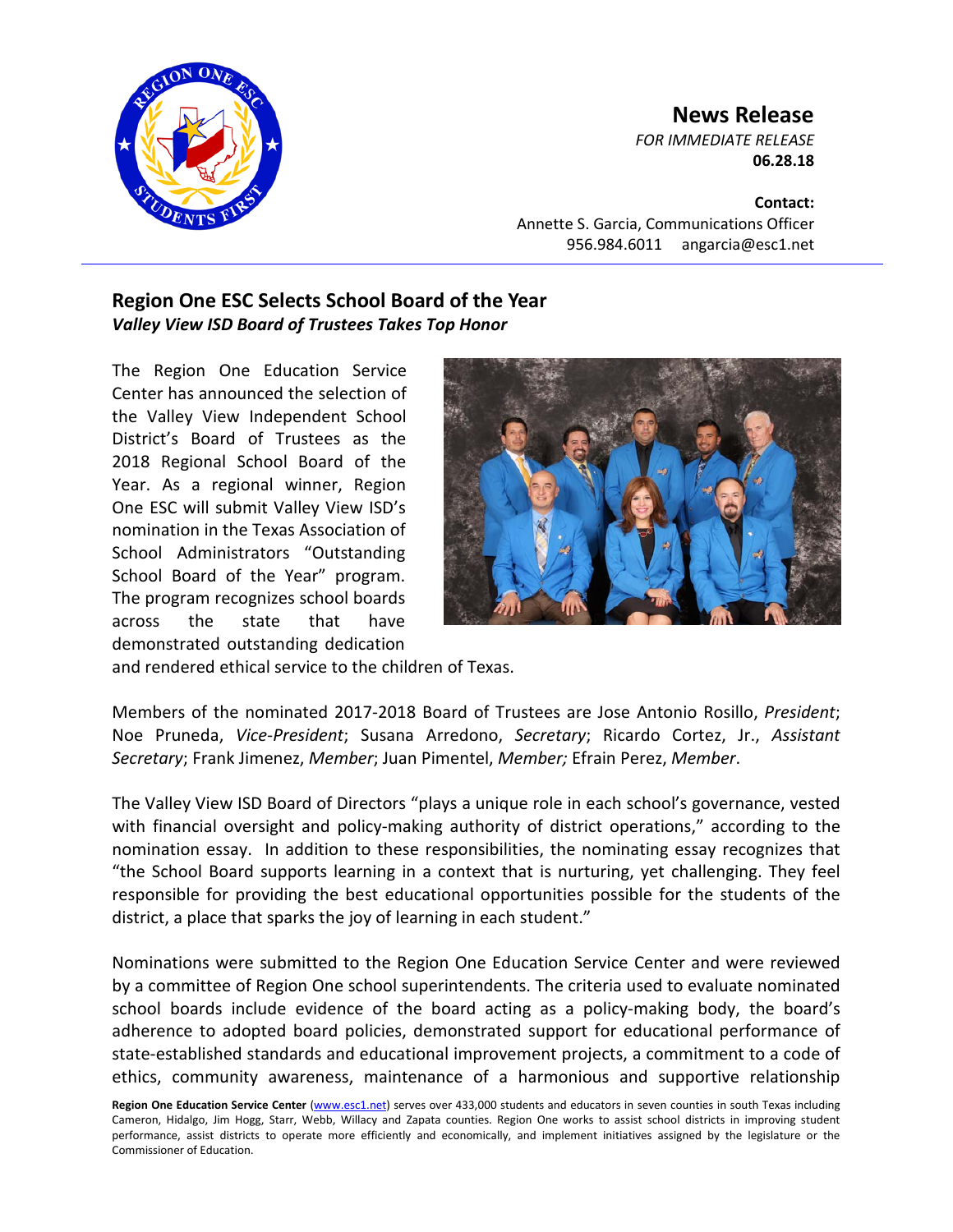**News Release**

*FOR IMMEDIATE RELEASE*
**06.28.18**

**Contact:**
Annette S. Garcia, Communications Officer
956.984.6011 angarcia@esc1.net

## Region One ESC Selects School Board of the Year

***Valley View ISD Board of Trustees Takes Top Honor***

The Region One Education Service Center has announced the selection of the Valley View Independent School District's Board of Trustees as the 2018 Regional School Board of the Year. As a regional winner, Region One ESC will submit Valley View ISD's nomination in the Texas Association of School Administrators "Outstanding School Board of the Year" program. The program recognizes school boards across the state that have demonstrated outstanding dedication and rendered ethical service to the children of Texas.

Members of the nominated 2017-2018 Board of Trustees are Jose Antonio Rosillo, *President*; Noe Pruneda, *Vice-President*; Susana Arredono, *Secretary*; Ricardo Cortez, Jr., *Assistant Secretary*; Frank Jimenez, *Member*; Juan Pimentel, *Member;* Efrain Perez, *Member*.

The Valley View ISD Board of Directors "plays a unique role in each school's governance, vested with financial oversight and policy-making authority of district operations," according to the nomination essay. In addition to these responsibilities, the nominating essay recognizes that "the School Board supports learning in a context that is nurturing, yet challenging. They feel responsible for providing the best educational opportunities possible for the students of the district, a place that sparks the joy of learning in each student."

Nominations were submitted to the Region One Education Service Center and were reviewed by a committee of Region One school superintendents. The criteria used to evaluate nominated school boards include evidence of the board acting as a policy-making body, the board's adherence to adopted board policies, demonstrated support for educational performance of state-established standards and educational improvement projects, a commitment to a code of ethics, community awareness, maintenance of a harmonious and supportive relationship

**Region One Education Service Center** (www.esc1.net) serves over 433,000 students and educators in seven counties in south Texas including Cameron, Hidalgo, Jim Hogg, Starr, Webb, Willacy and Zapata counties. Region One works to assist school districts in improving student performance, assist districts to operate more efficiently and economically, and implement initiatives assigned by the legislature or the Commissioner of Education.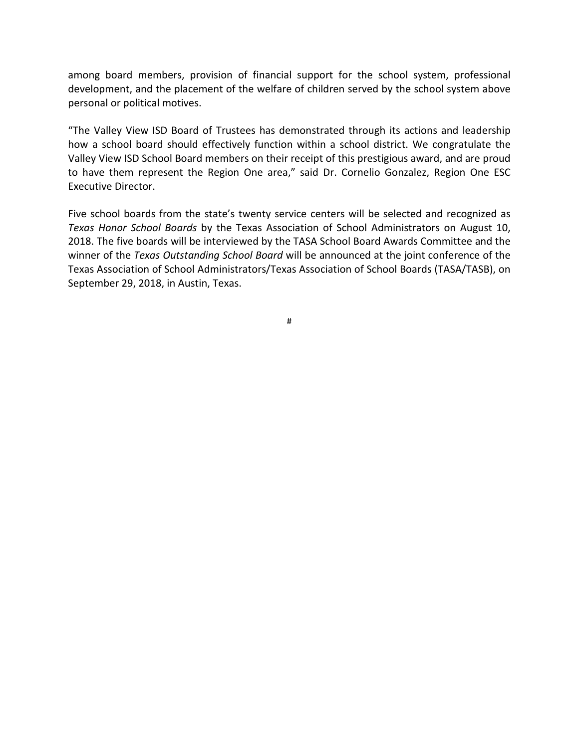among board members, provision of financial support for the school system, professional development, and the placement of the welfare of children served by the school system above personal or political motives.

"The Valley View ISD Board of Trustees has demonstrated through its actions and leadership how a school board should effectively function within a school district. We congratulate the Valley View ISD School Board members on their receipt of this prestigious award, and are proud to have them represent the Region One area," said Dr. Cornelio Gonzalez, Region One ESC Executive Director.

Five school boards from the state's twenty service centers will be selected and recognized as *Texas Honor School Boards* by the Texas Association of School Administrators on August 10, 2018. The five boards will be interviewed by the TASA School Board Awards Committee and the winner of the *Texas Outstanding School Board* will be announced at the joint conference of the Texas Association of School Administrators/Texas Association of School Boards (TASA/TASB), on September 29, 2018, in Austin, Texas.

#